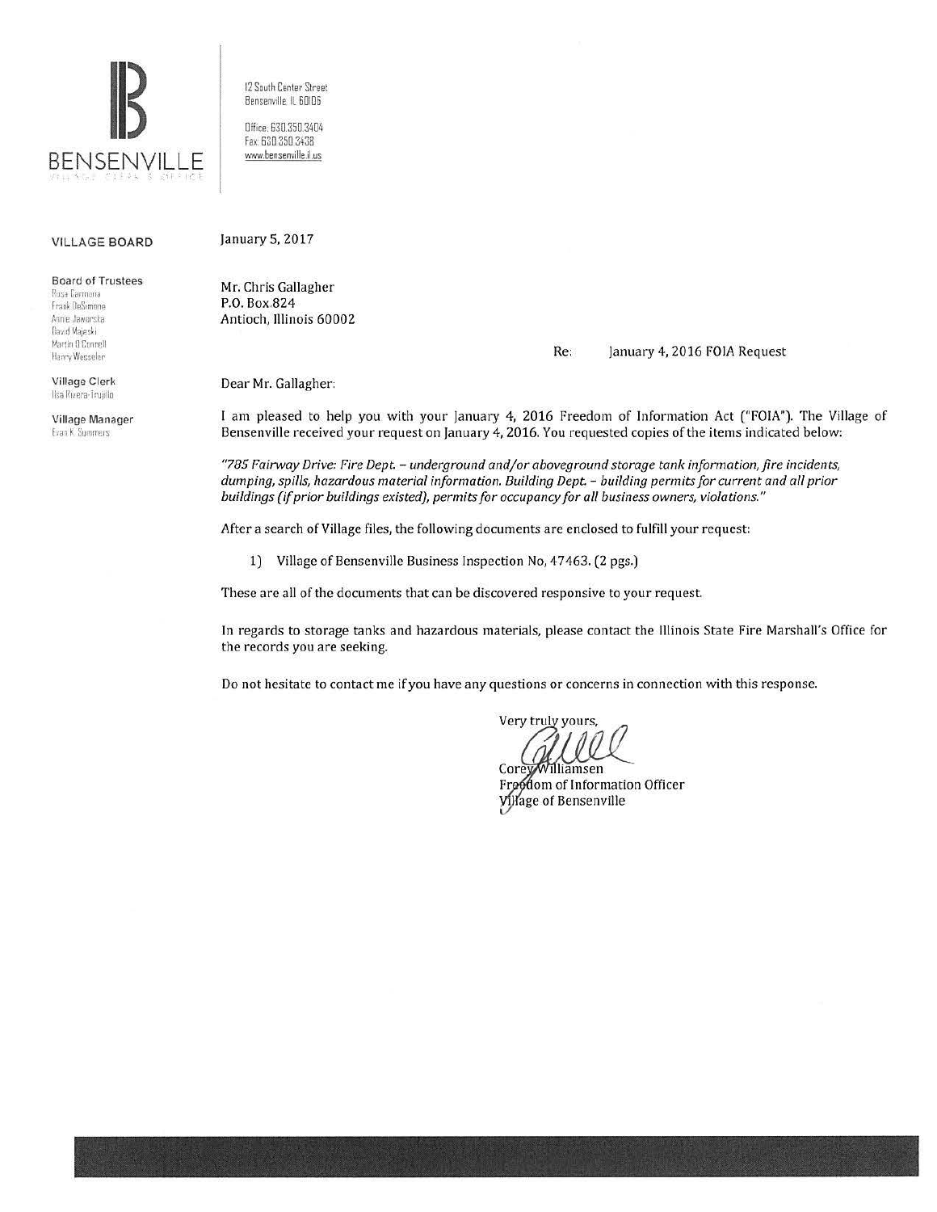**BENSENVILLE**
VILLAGE CLERK'S OFFICE

12 South Center Street
Bensenville, IL 60106

Office: 630.350.3404
Fax: 630.350.3438
www.bensenville.il.us

**VILLAGE BOARD**

**Board of Trustees**
Rosa Carmona
Frank DeSimone
Annie Jaworska
David Majeski
Martin O'Connell
Harry Wesseler

**Village Clerk**
Ilsa Rivera-Trujillo

**Village Manager**
Evan K. Summers

January 5, 2017

Mr. Chris Gallagher
P.O. Box 824
Antioch, Illinois 60002

Re: January 4, 2016 FOIA Request

Dear Mr. Gallagher:

I am pleased to help you with your January 4, 2016 Freedom of Information Act ("FOIA"). The Village of Bensenville received your request on January 4, 2016. You requested copies of the items indicated below:

*"785 Fairway Drive: Fire Dept. – underground and/or aboveground storage tank information, fire incidents, dumping, spills, hazardous material information. Building Dept. – building permits for current and all prior buildings (if prior buildings existed), permits for occupancy for all business owners, violations."*

After a search of Village files, the following documents are enclosed to fulfill your request:

1) Village of Bensenville Business Inspection No. 47463. (2 pgs.)

These are all of the documents that can be discovered responsive to your request.

In regards to storage tanks and hazardous materials, please contact the Illinois State Fire Marshall's Office for the records you are seeking.

Do not hesitate to contact me if you have any questions or concerns in connection with this response.

Very truly yours,

Corey Williamsen
Freedom of Information Officer
Village of Bensenville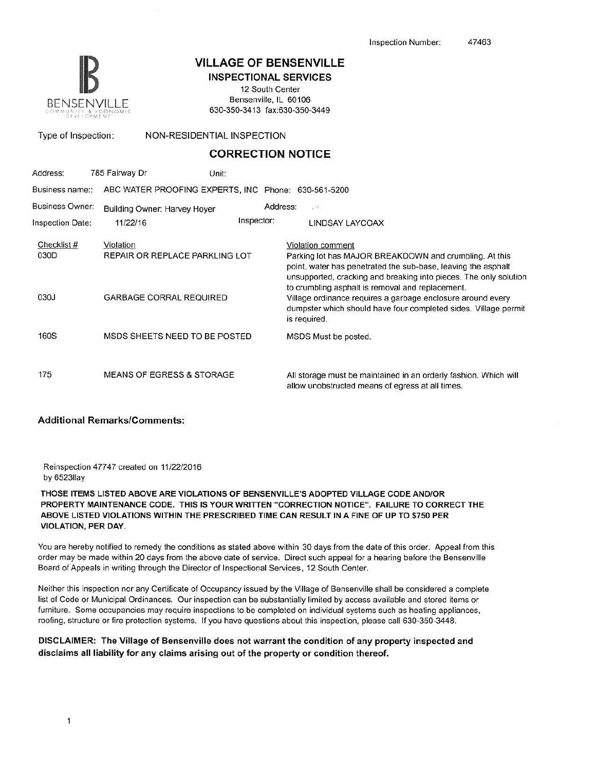Inspection Number: 47463

# VILLAGE OF BENSENVILLE

## INSPECTIONAL SERVICES

12 South Center
Bensenville, IL 60106
630-350-3413 fax:630-350-3449

BENSENVILLE COMMUNITY & ECONOMIC DEVELOPMENT

Type of Inspection: NON-RESIDENTIAL INSPECTION

## CORRECTION NOTICE

Address: 785 Fairway Dr Unit:

Business name:: ABC WATER PROOFING EXPERTS, INC Phone: 630-561-5200

Business Owner: Building Owner: Harvey Hoyer Address:

Inspection Date: 11/22/16 Inspector: LINDSAY LAYCOAX

| Checklist # | Violation | Violation comment |
|---|---|---|
| 030D | REPAIR OR REPLACE PARKLING LOT | Parking lot has MAJOR BREAKDOWN and crumbling. At this point, water has penetrated the sub-base, leaving the asphalt unsupported, cracking and breaking into pieces. The only solution to crumbling asphalt is removal and replacement. |
| 030J | GARBAGE CORRAL REQUIRED | Village ordinance requires a garbage enclosure around every dumpster which should have four completed sides. Village permit is required. |
| 160S | MSDS SHEETS NEED TO BE POSTED | MSDS Must be posted. |
| 175 | MEANS OF EGRESS & STORAGE | All storage must be maintained in an orderly fashion. Which will allow unobstructed means of egress at all times. |

### Additional Remarks/Comments:

Reinspection 47747 created on 11/22/2016
by 6523llay

**THOSE ITEMS LISTED ABOVE ARE VIOLATIONS OF BENSENVILLE'S ADOPTED VILLAGE CODE AND/OR PROPERTY MAINTENANCE CODE. THIS IS YOUR WRITTEN "CORRECTION NOTICE". FAILURE TO CORRECT THE ABOVE LISTED VIOLATIONS WITHIN THE PRESCRIBED TIME CAN RESULT IN A FINE OF UP TO $750 PER VIOLATION, PER DAY.**

You are hereby notified to remedy the conditions as stated above within 30 days from the date of this order. Appeal from this order may be made within 20 days from the above date of service. Direct such appeal for a hearing before the Bensenville Board of Appeals in writing through the Director of Inspectional Services, 12 South Center.

Neither this inspection nor any Certificate of Occupancy issued by the Village of Bensenville shall be considered a complete list of Code or Municipal Ordinances. Our inspection can be substantially limited by access available and stored items or furniture. Some occupancies may require inspections to be completed on individual systems such as heating appliances, roofing, structure or fire protection systems. If you have questions about this inspection, please call 630-350-3448.

**DISCLAIMER: The Village of Bensenville does not warrant the condition of any property inspected and disclaims all liability for any claims arising out of the property or condition thereof.**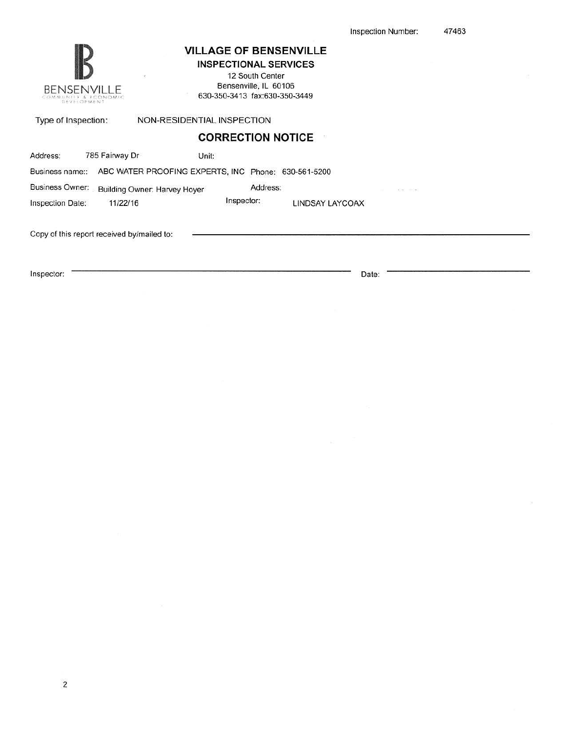Inspection Number: 47463

# VILLAGE OF BENSENVILLE

## INSPECTIONAL SERVICES

12 South Center
Bensenville, IL 60106
630-350-3413 fax:630-350-3449

BENSENVILLE
COMMUNITY & ECONOMIC DEVELOPMENT

Type of Inspection: NON-RESIDENTIAL INSPECTION

## CORRECTION NOTICE

Address: 785 Fairway Dr Unit:

Business name:: ABC WATER PROOFING EXPERTS, INC Phone: 630-561-5200

Business Owner: Building Owner: Harvey Hoyer Address:

Inspection Date: 11/22/16 Inspector: LINDSAY LAYCOAX

Copy of this report received by/mailed to: ______________________________

Inspector: ______________________________ Date: ______________________________